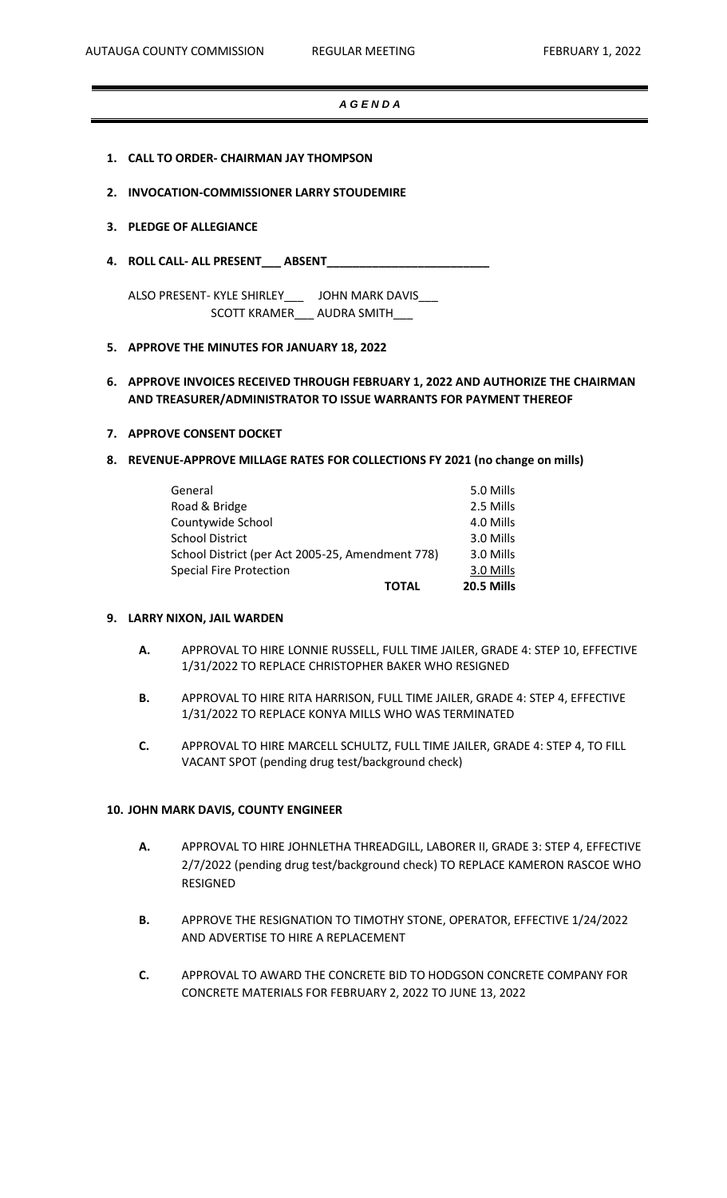# *A G E N D A*

1. **CALL TO ORDER- CHAIRMAN JAY THOMPSON**

2. **INVOCATION-COMMISSIONER LARRY STOUDEMIRE**

3. **PLEDGE OF ALLEGIANCE**

4. **ROLL CALL- ALL PRESENT___ ABSENT________________________**

   ALSO PRESENT- KYLE SHIRLEY___ JOHN MARK DAVIS___
   SCOTT KRAMER___ AUDRA SMITH___

5. **APPROVE THE MINUTES FOR JANUARY 18, 2022**

6. **APPROVE INVOICES RECEIVED THROUGH FEBRUARY 1, 2022 AND AUTHORIZE THE CHAIRMAN AND TREASURER/ADMINISTRATOR TO ISSUE WARRANTS FOR PAYMENT THEREOF**

7. **APPROVE CONSENT DOCKET**

8. **REVENUE-APPROVE MILLAGE RATES FOR COLLECTIONS FY 2021 (no change on mills)**

| | |
|---|---|
| General | 5.0 Mills |
| Road & Bridge | 2.5 Mills |
| Countywide School | 4.0 Mills |
| School District | 3.0 Mills |
| School District (per Act 2005-25, Amendment 778) | 3.0 Mills |
| Special Fire Protection | 3.0 Mills |
| **TOTAL** | **20.5 Mills** |

9. **LARRY NIXON, JAIL WARDEN**

   **A.** APPROVAL TO HIRE LONNIE RUSSELL, FULL TIME JAILER, GRADE 4: STEP 10, EFFECTIVE 1/31/2022 TO REPLACE CHRISTOPHER BAKER WHO RESIGNED

   **B.** APPROVAL TO HIRE RITA HARRISON, FULL TIME JAILER, GRADE 4: STEP 4, EFFECTIVE 1/31/2022 TO REPLACE KONYA MILLS WHO WAS TERMINATED

   **C.** APPROVAL TO HIRE MARCELL SCHULTZ, FULL TIME JAILER, GRADE 4: STEP 4, TO FILL VACANT SPOT (pending drug test/background check)

10. **JOHN MARK DAVIS, COUNTY ENGINEER**

    **A.** APPROVAL TO HIRE JOHNLETHA THREADGILL, LABORER II, GRADE 3: STEP 4, EFFECTIVE 2/7/2022 (pending drug test/background check) TO REPLACE KAMERON RASCOE WHO RESIGNED

    **B.** APPROVE THE RESIGNATION TO TIMOTHY STONE, OPERATOR, EFFECTIVE 1/24/2022 AND ADVERTISE TO HIRE A REPLACEMENT

    **C.** APPROVAL TO AWARD THE CONCRETE BID TO HODGSON CONCRETE COMPANY FOR CONCRETE MATERIALS FOR FEBRUARY 2, 2022 TO JUNE 13, 2022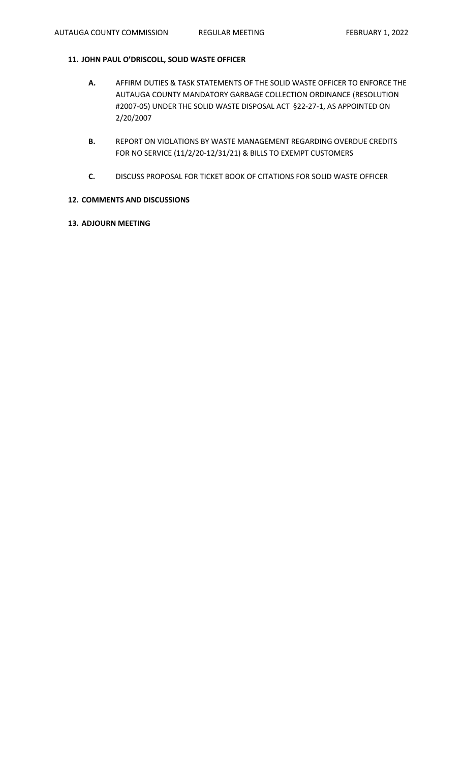**11. JOHN PAUL O'DRISCOLL, SOLID WASTE OFFICER**

**A.** AFFIRM DUTIES & TASK STATEMENTS OF THE SOLID WASTE OFFICER TO ENFORCE THE AUTAUGA COUNTY MANDATORY GARBAGE COLLECTION ORDINANCE (RESOLUTION #2007-05) UNDER THE SOLID WASTE DISPOSAL ACT §22-27-1, AS APPOINTED ON 2/20/2007

**B.** REPORT ON VIOLATIONS BY WASTE MANAGEMENT REGARDING OVERDUE CREDITS FOR NO SERVICE (11/2/20-12/31/21) & BILLS TO EXEMPT CUSTOMERS

**C.** DISCUSS PROPOSAL FOR TICKET BOOK OF CITATIONS FOR SOLID WASTE OFFICER

**12. COMMENTS AND DISCUSSIONS**

**13. ADJOURN MEETING**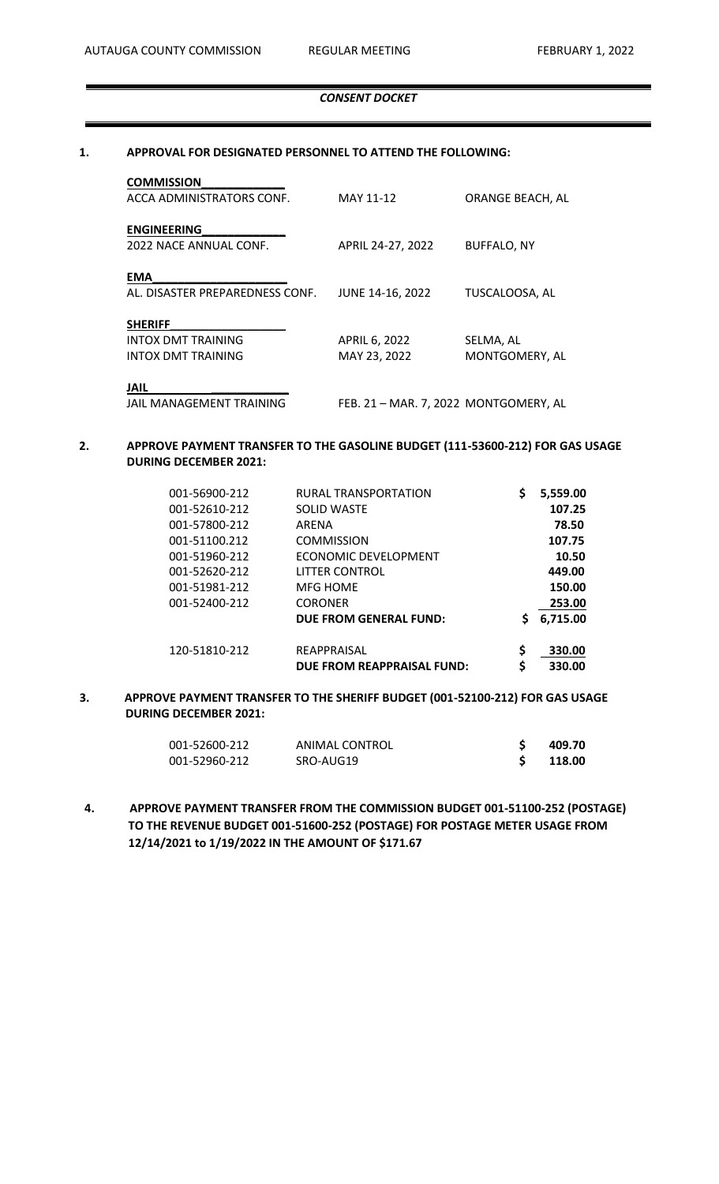## *CONSENT DOCKET*

**1. APPROVAL FOR DESIGNATED PERSONNEL TO ATTEND THE FOLLOWING:**

| | | |
|---|---|---|
| **COMMISSION** | | |
| ACCA ADMINISTRATORS CONF. | MAY 11-12 | ORANGE BEACH, AL |
| **ENGINEERING** | | |
| 2022 NACE ANNUAL CONF. | APRIL 24-27, 2022 | BUFFALO, NY |
| **EMA** | | |
| AL. DISASTER PREPAREDNESS CONF. | JUNE 14-16, 2022 | TUSCALOOSA, AL |
| **SHERIFF** | | |
| INTOX DMT TRAINING | APRIL 6, 2022 | SELMA, AL |
| INTOX DMT TRAINING | MAY 23, 2022 | MONTGOMERY, AL |
| **JAIL** | | |
| JAIL MANAGEMENT TRAINING | FEB. 21 – MAR. 7, 2022 | MONTGOMERY, AL |

**2. APPROVE PAYMENT TRANSFER TO THE GASOLINE BUDGET (111-53600-212) FOR GAS USAGE DURING DECEMBER 2021:**

| | | |
|---|---|---|
| 001-56900-212 | RURAL TRANSPORTATION | $ 5,559.00 |
| 001-52610-212 | SOLID WASTE | 107.25 |
| 001-57800-212 | ARENA | 78.50 |
| 001-51100.212 | COMMISSION | 107.75 |
| 001-51960-212 | ECONOMIC DEVELOPMENT | 10.50 |
| 001-52620-212 | LITTER CONTROL | 449.00 |
| 001-51981-212 | MFG HOME | 150.00 |
| 001-52400-212 | CORONER | 253.00 |
| | **DUE FROM GENERAL FUND:** | **$ 6,715.00** |
| 120-51810-212 | REAPPRAISAL | $ 330.00 |
| | **DUE FROM REAPPRAISAL FUND:** | **$ 330.00** |

**3. APPROVE PAYMENT TRANSFER TO THE SHERIFF BUDGET (001-52100-212) FOR GAS USAGE DURING DECEMBER 2021:**

| | | |
|---|---|---|
| 001-52600-212 | ANIMAL CONTROL | $ 409.70 |
| 001-52960-212 | SRO-AUG19 | $ 118.00 |

**4. APPROVE PAYMENT TRANSFER FROM THE COMMISSION BUDGET 001-51100-252 (POSTAGE) TO THE REVENUE BUDGET 001-51600-252 (POSTAGE) FOR POSTAGE METER USAGE FROM 12/14/2021 to 1/19/2022 IN THE AMOUNT OF $171.67**